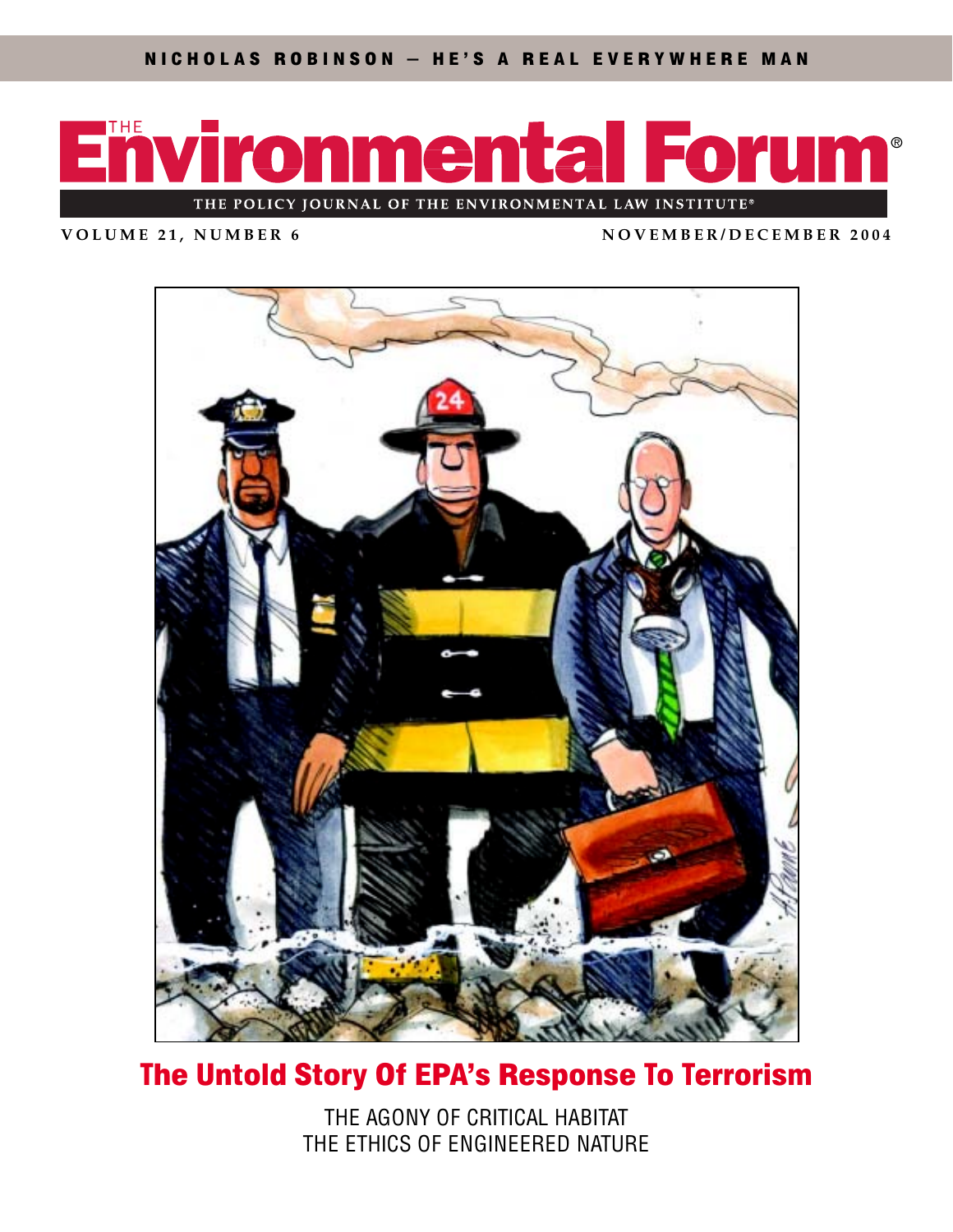NICHOLAS ROBINSON — HE'S A REAL EVERYWHERE MAN

# THE Environmental Forum®

THE POLICY JOURNAL OF THE ENVIRONMENTAL LAW INSTITUTE®

VOLUME 21, NUMBER 6 NOVEMBER/DECEMBER 2004

## The Untold Story Of EPA's Response To Terrorism

THE AGONY OF CRITICAL HABITAT
THE ETHICS OF ENGINEERED NATURE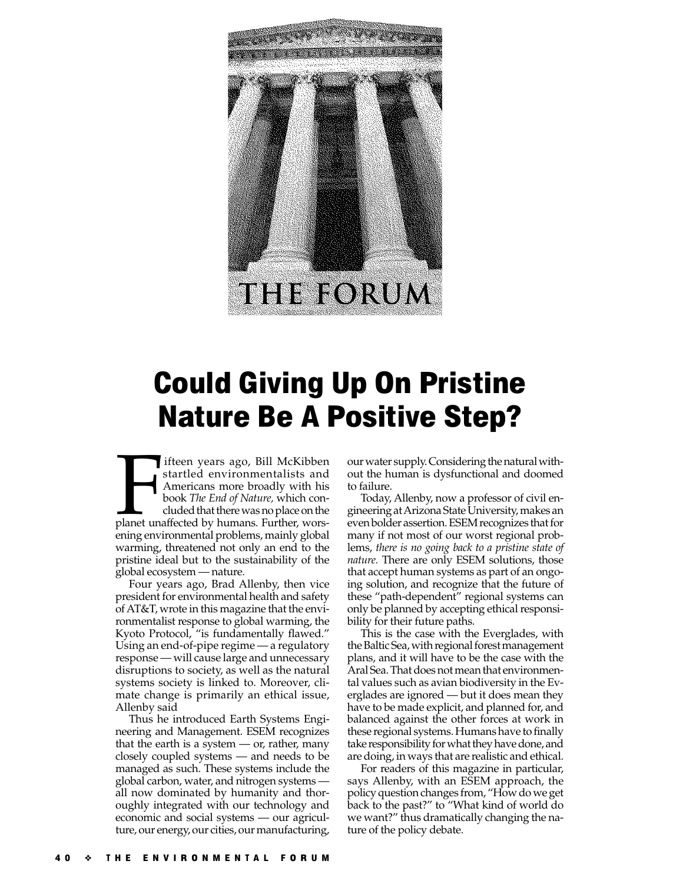# THE FORUM

# Could Giving Up On Pristine Nature Be A Positive Step?

Fifteen years ago, Bill McKibben startled environmentalists and Americans more broadly with his book *The End of Nature*, which concluded that there was no place on the planet unaffected by humans. Further, worsening environmental problems, mainly global warming, threatened not only an end to the pristine ideal but to the sustainability of the global ecosystem — nature.

Four years ago, Brad Allenby, then vice president for environmental health and safety of AT&T, wrote in this magazine that the environmentalist response to global warming, the Kyoto Protocol, "is fundamentally flawed." Using an end-of-pipe regime — a regulatory response — will cause large and unnecessary disruptions to society, as well as the natural systems society is linked to. Moreover, climate change is primarily an ethical issue, Allenby said

Thus he introduced Earth Systems Engineering and Management. ESEM recognizes that the earth is a system — or, rather, many closely coupled systems — and needs to be managed as such. These systems include the global carbon, water, and nitrogen systems — all now dominated by humanity and thoroughly integrated with our technology and economic and social systems — our agriculture, our energy, our cities, our manufacturing, our water supply. Considering the natural without the human is dysfunctional and doomed to failure.

Today, Allenby, now a professor of civil engineering at Arizona State University, makes an even bolder assertion. ESEM recognizes that for many if not most of our worst regional problems, *there is no going back to a pristine state of nature.* There are only ESEM solutions, those that accept human systems as part of an ongoing solution, and recognize that the future of these "path-dependent" regional systems can only be planned by accepting ethical responsibility for their future paths.

This is the case with the Everglades, with the Baltic Sea, with regional forest management plans, and it will have to be the case with the Aral Sea. That does not mean that environmental values such as avian biodiversity in the Everglades are ignored — but it does mean they have to be made explicit, and planned for, and balanced against the other forces at work in these regional systems. Humans have to finally take responsibility for what they have done, and are doing, in ways that are realistic and ethical.

For readers of this magazine in particular, says Allenby, with an ESEM approach, the policy question changes from, "How do we get back to the past?" to "What kind of world do we want?" thus dramatically changing the nature of the policy debate.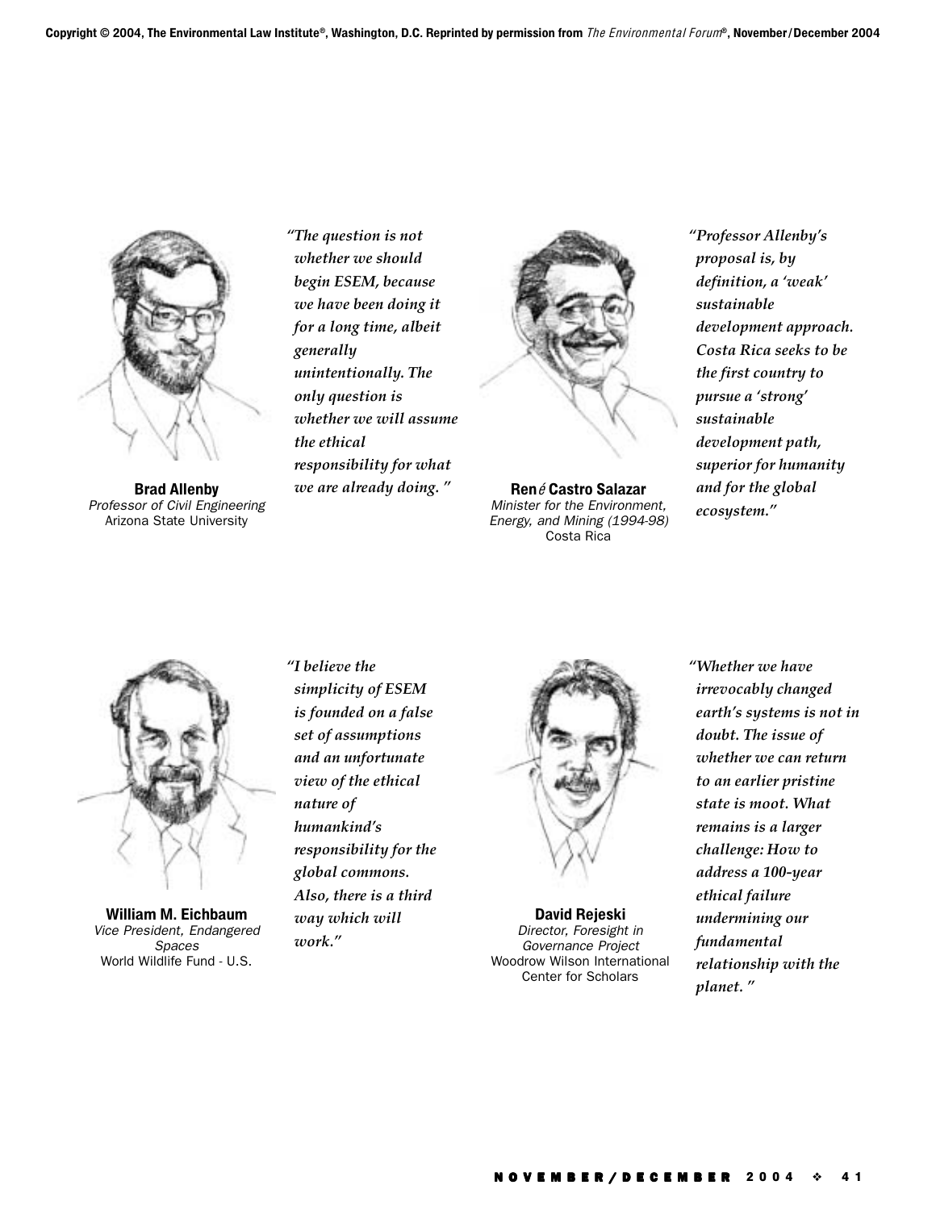Copyright © 2004, The Environmental Law Institute®, Washington, D.C. Reprinted by permission from *The Environmental Forum®*, November/December 2004

**Brad Allenby**
*Professor of Civil Engineering*
Arizona State University

*"The question is not whether we should begin ESEM, because we have been doing it for a long time, albeit generally unintentionally. The only question is whether we will assume the ethical responsibility for what we are already doing."*

**René Castro Salazar**
*Minister for the Environment, Energy, and Mining (1994-98)*
Costa Rica

*"Professor Allenby's proposal is, by definition, a 'weak' sustainable development approach. Costa Rica seeks to be the first country to pursue a 'strong' sustainable development path, superior for humanity and for the global ecosystem."*

**William M. Eichbaum**
*Vice President, Endangered Spaces*
World Wildlife Fund - U.S.

*"I believe the simplicity of ESEM is founded on a false set of assumptions and an unfortunate view of the ethical nature of humankind's responsibility for the global commons. Also, there is a third way which will work."*

**David Rejeski**
*Director, Foresight in Governance Project*
Woodrow Wilson International Center for Scholars

*"Whether we have irrevocably changed earth's systems is not in doubt. The issue of whether we can return to an earlier pristine state is moot. What remains is a larger challenge: How to address a 100-year ethical failure undermining our fundamental relationship with the planet."*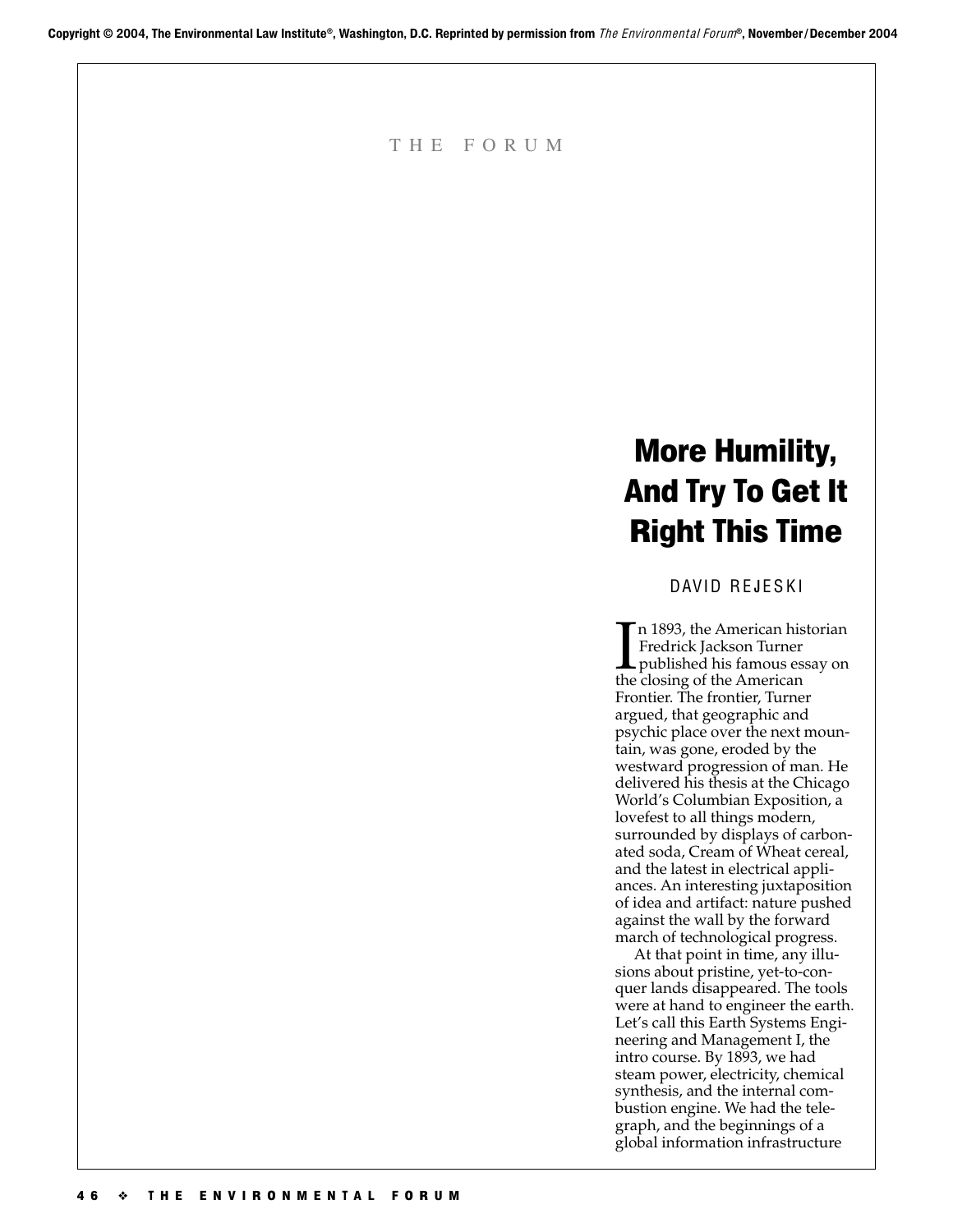Copyright © 2004, The Environmental Law Institute®, Washington, D.C. Reprinted by permission from *The Environmental Forum*®, November/December 2004

THE FORUM

# More Humility, And Try To Get It Right This Time

DAVID REJESKI

In 1893, the American historian Fredrick Jackson Turner published his famous essay on the closing of the American Frontier. The frontier, Turner argued, that geographic and psychic place over the next mountain, was gone, eroded by the westward progression of man. He delivered his thesis at the Chicago World's Columbian Exposition, a lovefest to all things modern, surrounded by displays of carbonated soda, Cream of Wheat cereal, and the latest in electrical appliances. An interesting juxtaposition of idea and artifact: nature pushed against the wall by the forward march of technological progress.

At that point in time, any illusions about pristine, yet-to-conquer lands disappeared. The tools were at hand to engineer the earth. Let's call this Earth Systems Engineering and Management I, the intro course. By 1893, we had steam power, electricity, chemical synthesis, and the internal combustion engine. We had the telegraph, and the beginnings of a global information infrastructure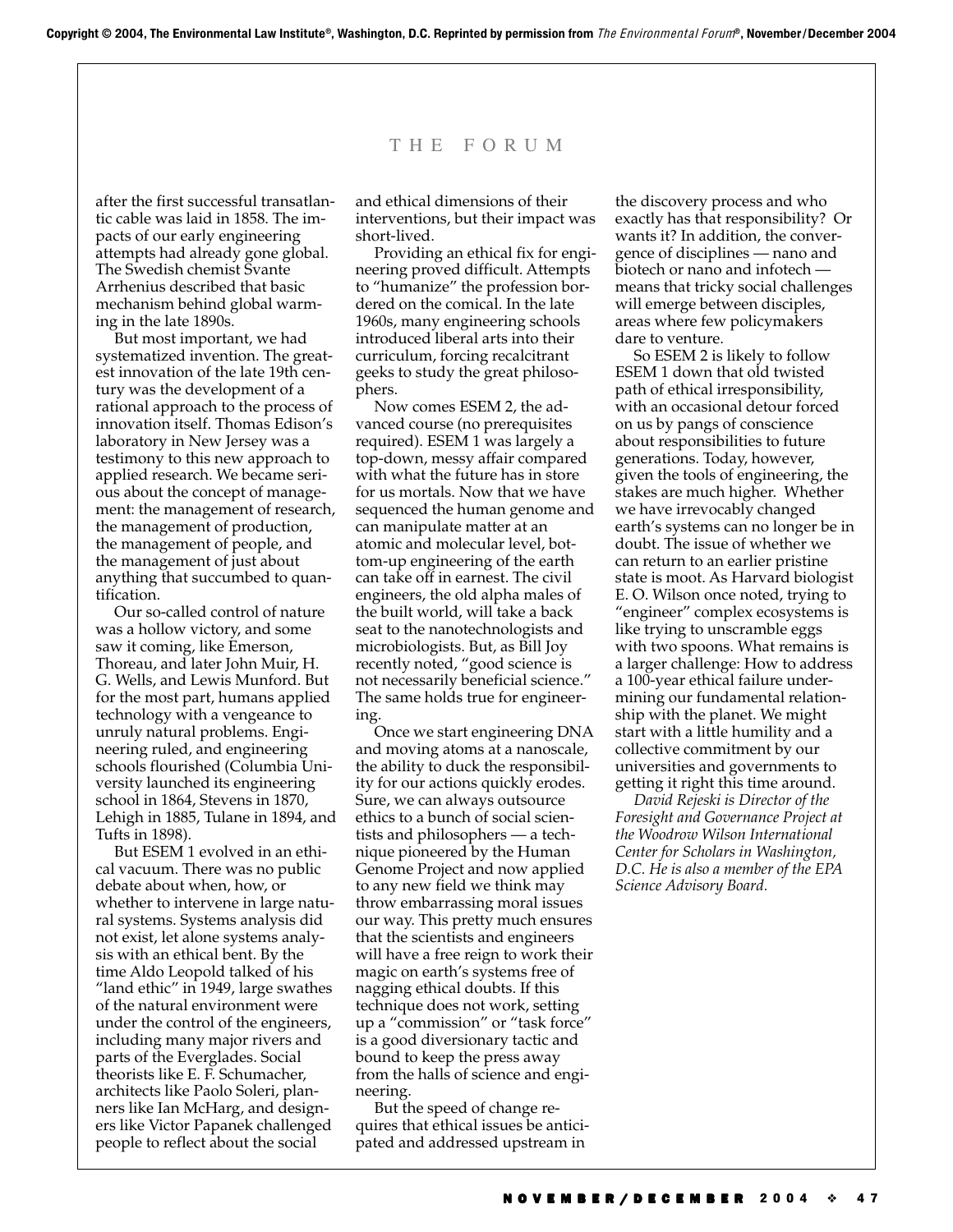after the first successful transatlantic cable was laid in 1858. The impacts of our early engineering attempts had already gone global. The Swedish chemist Svante Arrhenius described that basic mechanism behind global warming in the late 1890s.

But most important, we had systematized invention. The greatest innovation of the late 19th century was the development of a rational approach to the process of innovation itself. Thomas Edison's laboratory in New Jersey was a testimony to this new approach to applied research. We became serious about the concept of management: the management of research, the management of production, the management of people, and the management of just about anything that succumbed to quantification.

Our so-called control of nature was a hollow victory, and some saw it coming, like Emerson, Thoreau, and later John Muir, H. G. Wells, and Lewis Munford. But for the most part, humans applied technology with a vengeance to unruly natural problems. Engineering ruled, and engineering schools flourished (Columbia University launched its engineering school in 1864, Stevens in 1870, Lehigh in 1885, Tulane in 1894, and Tufts in 1898).

But ESEM 1 evolved in an ethical vacuum. There was no public debate about when, how, or whether to intervene in large natural systems. Systems analysis did not exist, let alone systems analysis with an ethical bent. By the time Aldo Leopold talked of his "land ethic" in 1949, large swathes of the natural environment were under the control of the engineers, including many major rivers and parts of the Everglades. Social theorists like E. F. Schumacher, architects like Paolo Soleri, planners like Ian McHarg, and designers like Victor Papanek challenged people to reflect about the social and ethical dimensions of their interventions, but their impact was short-lived.

Providing an ethical fix for engineering proved difficult. Attempts to "humanize" the profession bordered on the comical. In the late 1960s, many engineering schools introduced liberal arts into their curriculum, forcing recalcitrant geeks to study the great philosophers.

Now comes ESEM 2, the advanced course (no prerequisites required). ESEM 1 was largely a top-down, messy affair compared with what the future has in store for us mortals. Now that we have sequenced the human genome and can manipulate matter at an atomic and molecular level, bottom-up engineering of the earth can take off in earnest. The civil engineers, the old alpha males of the built world, will take a back seat to the nanotechnologists and microbiologists. But, as Bill Joy recently noted, "good science is not necessarily beneficial science." The same holds true for engineering.

Once we start engineering DNA and moving atoms at a nanoscale, the ability to duck the responsibility for our actions quickly erodes. Sure, we can always outsource ethics to a bunch of social scientists and philosophers — a technique pioneered by the Human Genome Project and now applied to any new field we think may throw embarrassing moral issues our way. This pretty much ensures that the scientists and engineers will have a free reign to work their magic on earth's systems free of nagging ethical doubts. If this technique does not work, setting up a "commission" or "task force" is a good diversionary tactic and bound to keep the press away from the halls of science and engineering.

But the speed of change requires that ethical issues be anticipated and addressed upstream in the discovery process and who exactly has that responsibility? Or wants it? In addition, the convergence of disciplines — nano and biotech or nano and infotech — means that tricky social challenges will emerge between disciples, areas where few policymakers dare to venture.

So ESEM 2 is likely to follow ESEM 1 down that old twisted path of ethical irresponsibility, with an occasional detour forced on us by pangs of conscience about responsibilities to future generations. Today, however, given the tools of engineering, the stakes are much higher. Whether we have irrevocably changed earth's systems can no longer be in doubt. The issue of whether we can return to an earlier pristine state is moot. As Harvard biologist E. O. Wilson once noted, trying to "engineer" complex ecosystems is like trying to unscramble eggs with two spoons. What remains is a larger challenge: How to address a 100-year ethical failure undermining our fundamental relationship with the planet. We might start with a little humility and a collective commitment by our universities and governments to getting it right this time around.

*David Rejeski is Director of the Foresight and Governance Project at the Woodrow Wilson International Center for Scholars in Washington, D.C. He is also a member of the EPA Science Advisory Board.*